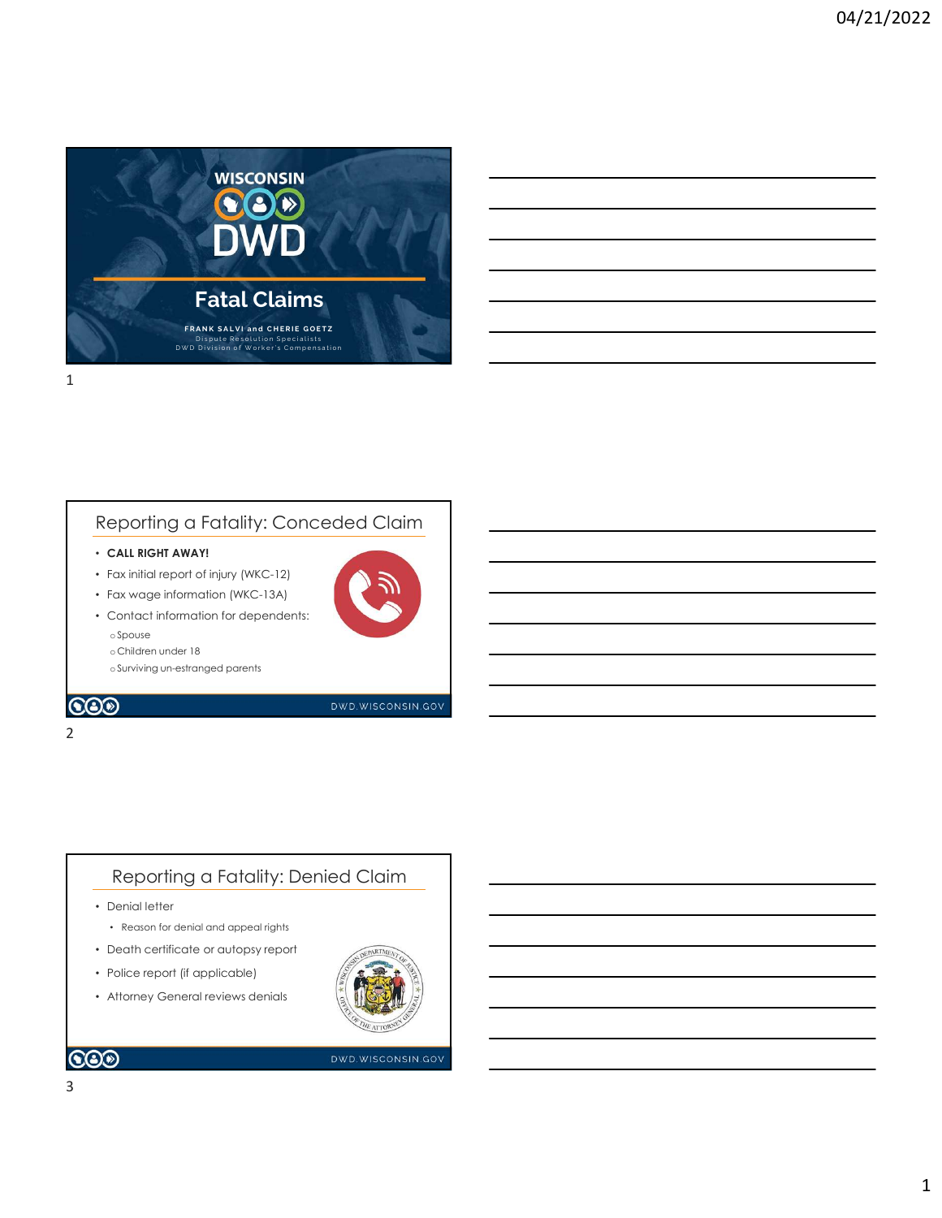# Fatal Claims

**FRANK SALVI and CHERIE GOETZ**
Dispute Resolution Specialists
DWD Division of Worker's Compensation

## Reporting a Fatality: Conceded Claim

- **CALL RIGHT AWAY!**
- Fax initial report of injury (WKC-12)
- Fax wage information (WKC-13A)
- Contact information for dependents:
  - Spouse
  - Children under 18
  - Surviving un-estranged parents

DWD.WISCONSIN.GOV

## Reporting a Fatality: Denied Claim

- Denial letter
  - Reason for denial and appeal rights
- Death certificate or autopsy report
- Police report (if applicable)
- Attorney General reviews denials

DWD.WISCONSIN.GOV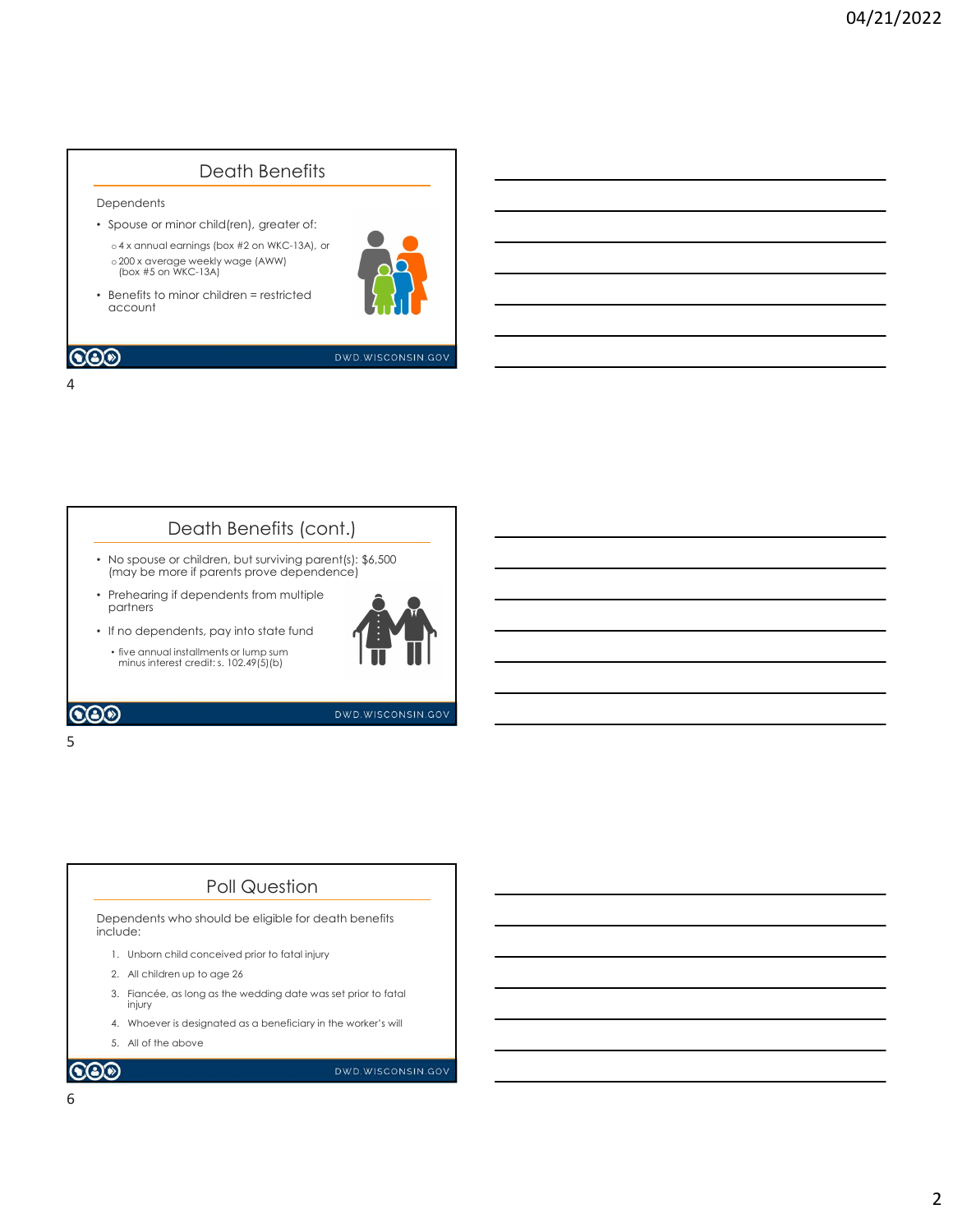## Death Benefits

Dependents

- Spouse or minor child(ren), greater of:
  - 4 x annual earnings (box #2 on WKC-13A), or
  - 200 x average weekly wage (AWW) (box #5 on WKC-13A)
- Benefits to minor children = restricted account

DWD.WISCONSIN.GOV

## Death Benefits (cont.)

- No spouse or children, but surviving parent(s): $6,500 (may be more if parents prove dependence)
- Prehearing if dependents from multiple partners
- If no dependents, pay into state fund
  - five annual installments or lump sum minus interest credit: s. 102.49(5)(b)

DWD.WISCONSIN.GOV

## Poll Question

Dependents who should be eligible for death benefits include:

1. Unborn child conceived prior to fatal injury
2. All children up to age 26
3. Fiancée, as long as the wedding date was set prior to fatal injury
4. Whoever is designated as a beneficiary in the worker's will
5. All of the above

DWD.WISCONSIN.GOV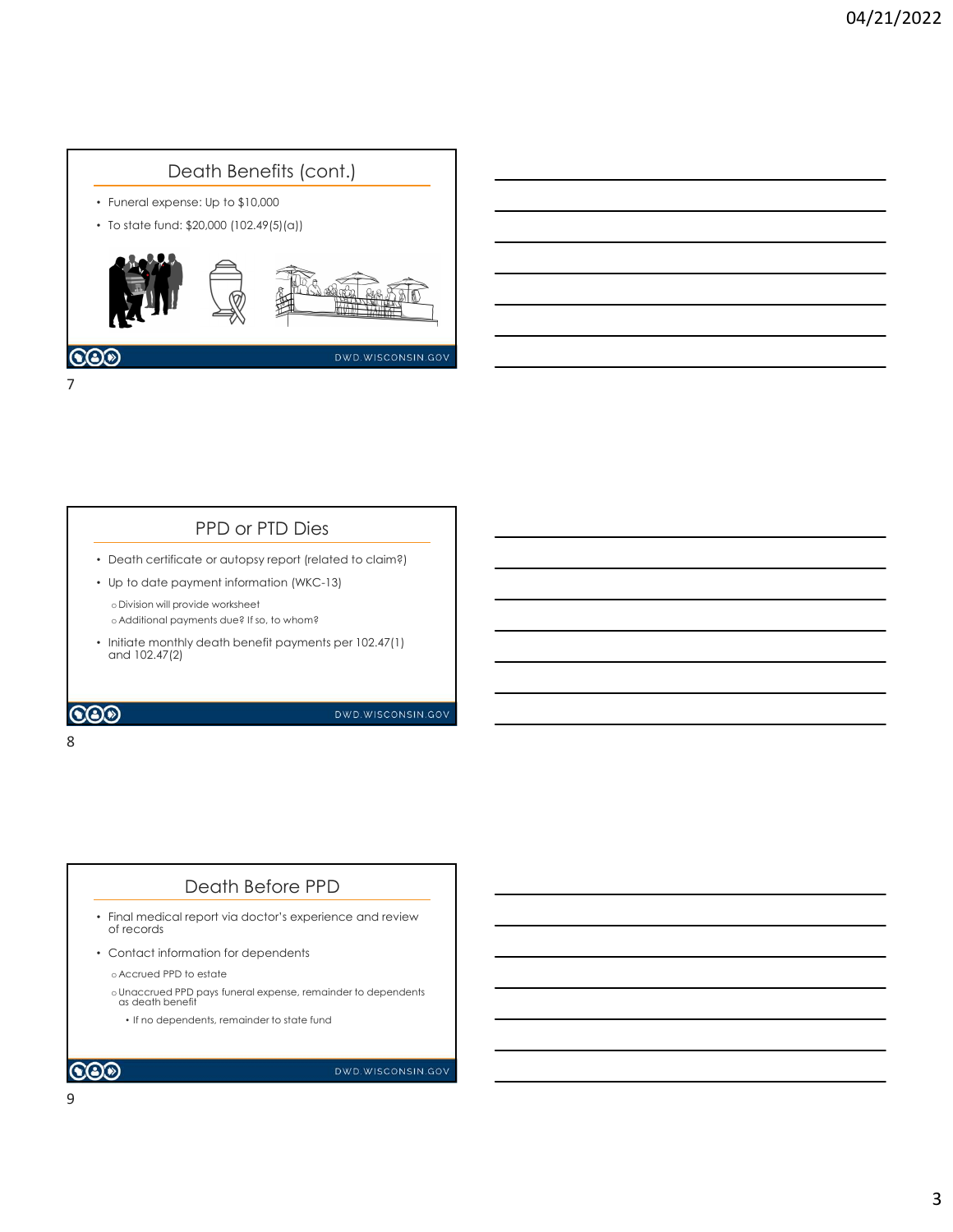## Death Benefits (cont.)

- Funeral expense: Up to $10,000
- To state fund: $20,000 (102.49(5)(a))

## PPD or PTD Dies

- Death certificate or autopsy report (related to claim?)
- Up to date payment information (WKC-13)
  - Division will provide worksheet
  - Additional payments due? If so, to whom?
- Initiate monthly death benefit payments per 102.47(1) and 102.47(2)

## Death Before PPD

- Final medical report via doctor's experience and review of records
- Contact information for dependents
  - Accrued PPD to estate
  - Unaccrued PPD pays funeral expense, remainder to dependents as death benefit
    - If no dependents, remainder to state fund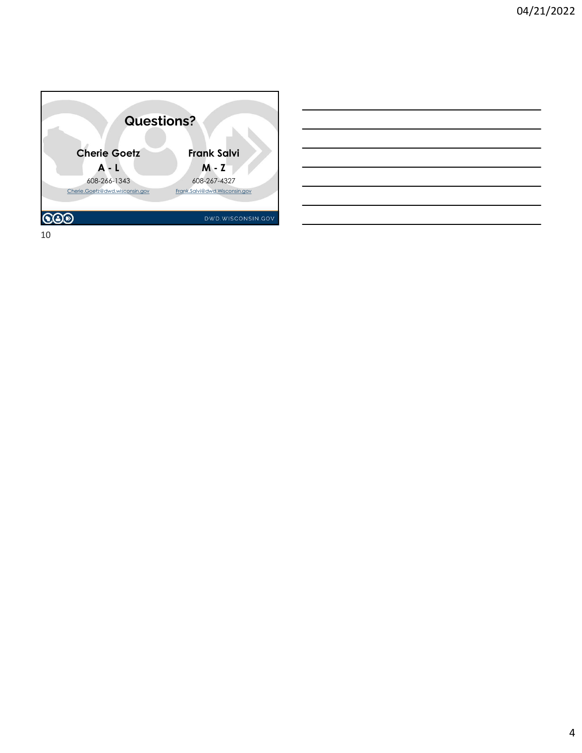## Questions?

**Cherie Goetz**

**A - L**

608-266-1343

Cherie.Goetz@dwd.wisconsin.gov

**Frank Salvi**

**M - Z**

608-267-4327

Frank.Salvi@dwd.Wisconsin.gov

DWD.WISCONSIN.GOV

10